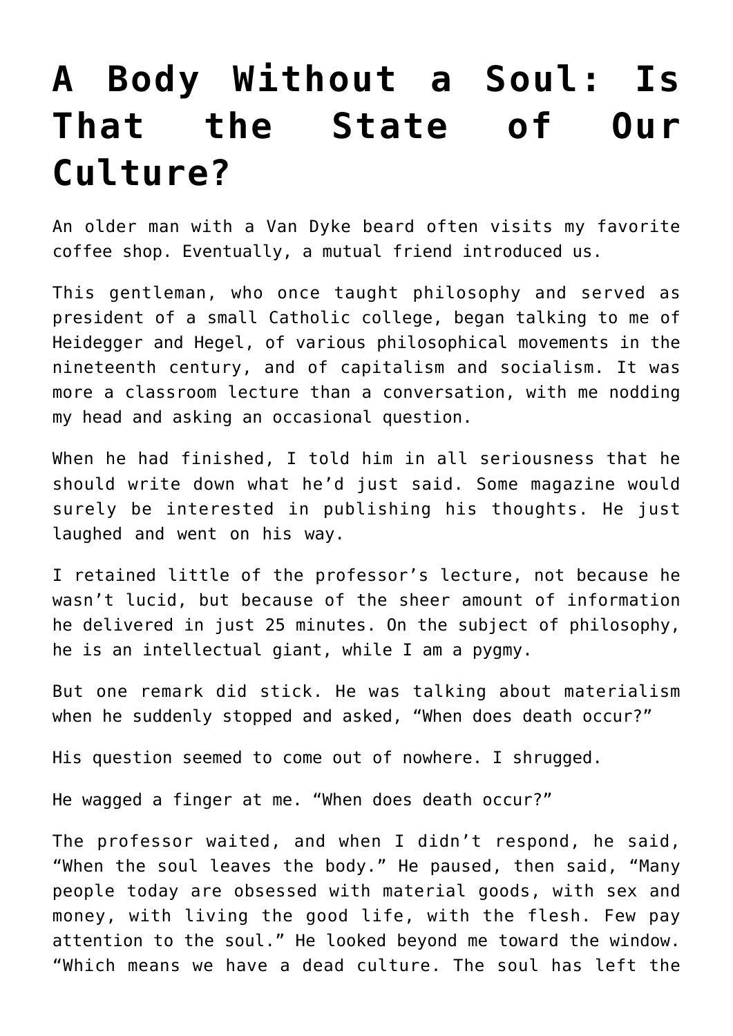# A Body Without a Soul: Is That the State of Our Culture?

An older man with a Van Dyke beard often visits my favorite coffee shop. Eventually, a mutual friend introduced us.

This gentleman, who once taught philosophy and served as president of a small Catholic college, began talking to me of Heidegger and Hegel, of various philosophical movements in the nineteenth century, and of capitalism and socialism. It was more a classroom lecture than a conversation, with me nodding my head and asking an occasional question.

When he had finished, I told him in all seriousness that he should write down what he'd just said. Some magazine would surely be interested in publishing his thoughts. He just laughed and went on his way.

I retained little of the professor's lecture, not because he wasn't lucid, but because of the sheer amount of information he delivered in just 25 minutes. On the subject of philosophy, he is an intellectual giant, while I am a pygmy.

But one remark did stick. He was talking about materialism when he suddenly stopped and asked, "When does death occur?"

His question seemed to come out of nowhere. I shrugged.

He wagged a finger at me. "When does death occur?"

The professor waited, and when I didn't respond, he said, "When the soul leaves the body." He paused, then said, "Many people today are obsessed with material goods, with sex and money, with living the good life, with the flesh. Few pay attention to the soul." He looked beyond me toward the window. "Which means we have a dead culture. The soul has left the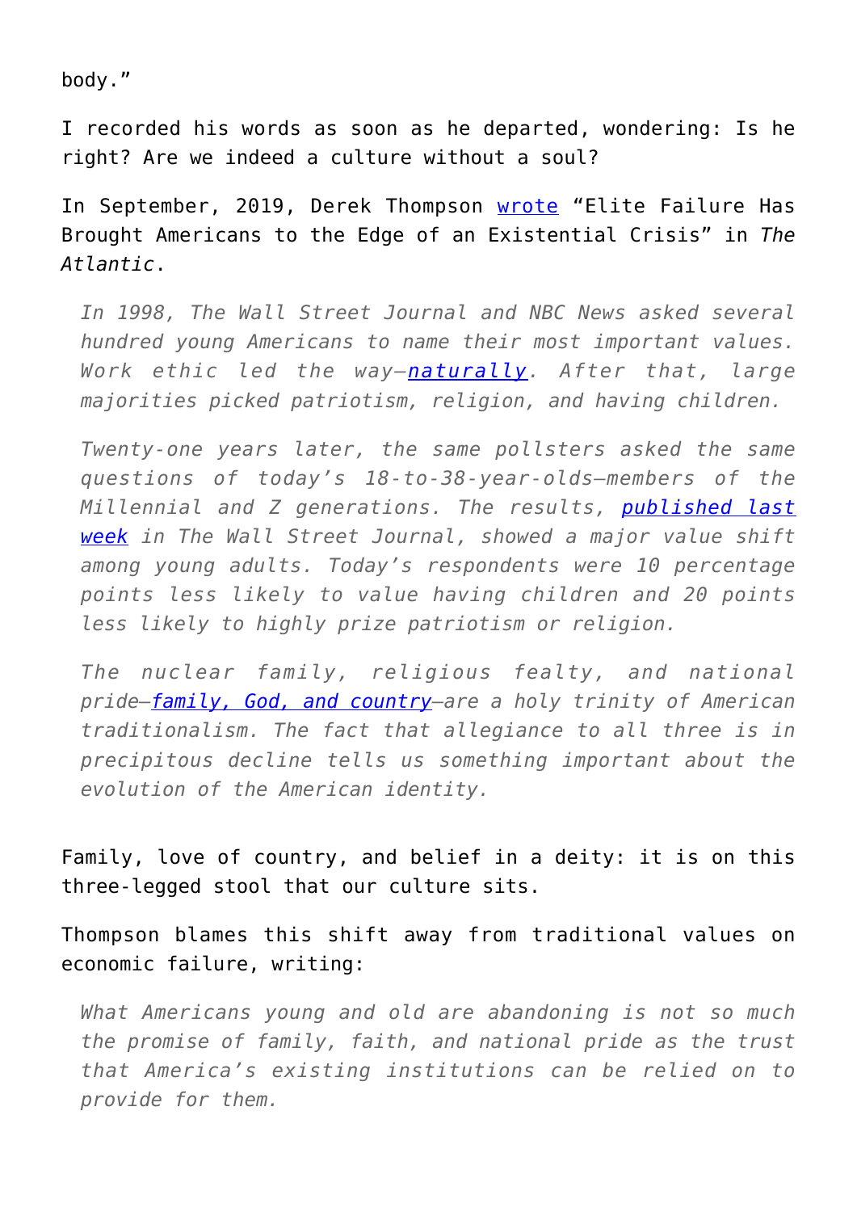body."

I recorded his words as soon as he departed, wondering: Is he right? Are we indeed a culture without a soul?

In September, 2019, Derek Thompson wrote "Elite Failure Has Brought Americans to the Edge of an Existential Crisis" in *The Atlantic*.

> *In 1998, The Wall Street Journal and NBC News asked several hundred young Americans to name their most important values. Work ethic led the way—naturally. After that, large majorities picked patriotism, religion, and having children.*
>
> *Twenty-one years later, the same pollsters asked the same questions of today's 18-to-38-year-olds—members of the Millennial and Z generations. The results, published last week in The Wall Street Journal, showed a major value shift among young adults. Today's respondents were 10 percentage points less likely to value having children and 20 points less likely to highly prize patriotism or religion.*
>
> *The nuclear family, religious fealty, and national pride—family, God, and country—are a holy trinity of American traditionalism. The fact that allegiance to all three is in precipitous decline tells us something important about the evolution of the American identity.*

Family, love of country, and belief in a deity: it is on this three-legged stool that our culture sits.

Thompson blames this shift away from traditional values on economic failure, writing:

> *What Americans young and old are abandoning is not so much the promise of family, faith, and national pride as the trust that America's existing institutions can be relied on to provide for them.*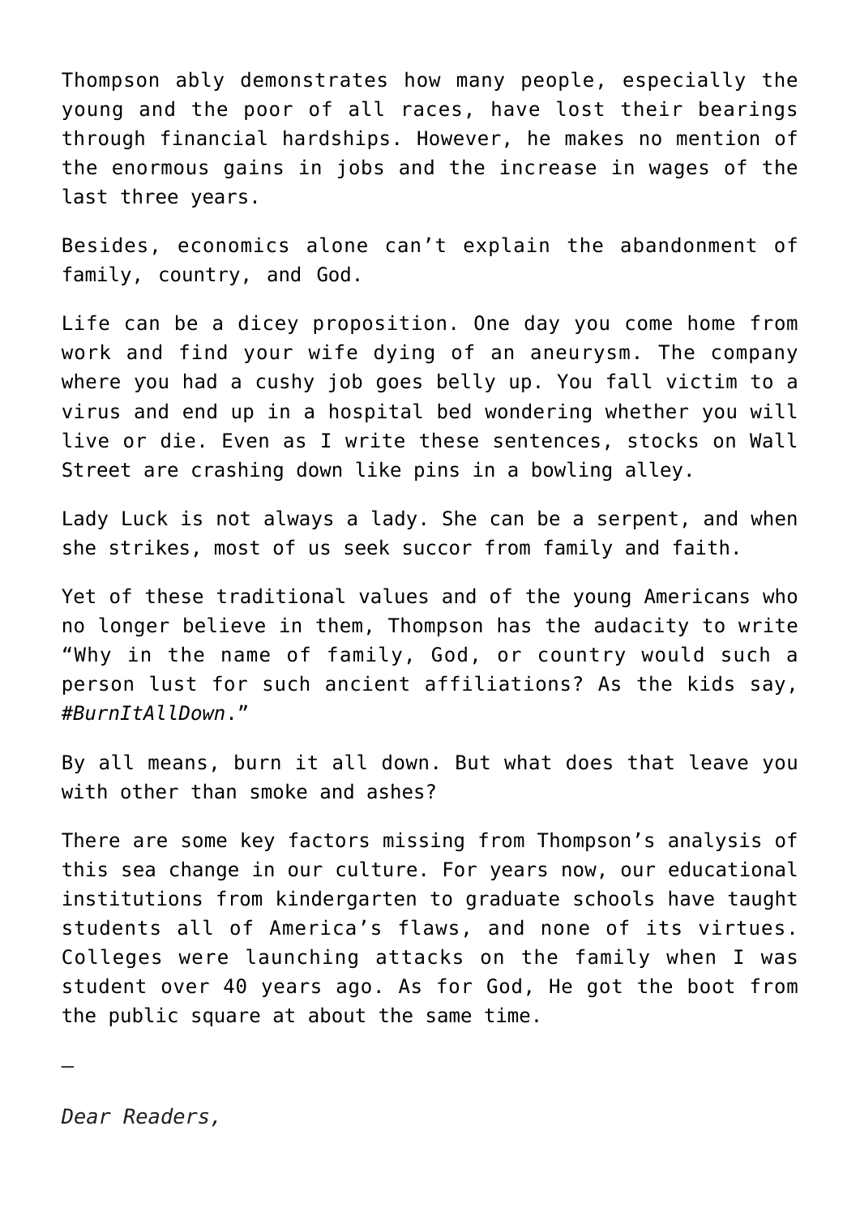Thompson ably demonstrates how many people, especially the young and the poor of all races, have lost their bearings through financial hardships. However, he makes no mention of the enormous gains in jobs and the increase in wages of the last three years.

Besides, economics alone can't explain the abandonment of family, country, and God.

Life can be a dicey proposition. One day you come home from work and find your wife dying of an aneurysm. The company where you had a cushy job goes belly up. You fall victim to a virus and end up in a hospital bed wondering whether you will live or die. Even as I write these sentences, stocks on Wall Street are crashing down like pins in a bowling alley.

Lady Luck is not always a lady. She can be a serpent, and when she strikes, most of us seek succor from family and faith.

Yet of these traditional values and of the young Americans who no longer believe in them, Thompson has the audacity to write "Why in the name of family, God, or country would such a person lust for such ancient affiliations? As the kids say, *#BurnItAllDown*."

By all means, burn it all down. But what does that leave you with other than smoke and ashes?

There are some key factors missing from Thompson's analysis of this sea change in our culture. For years now, our educational institutions from kindergarten to graduate schools have taught students all of America's flaws, and none of its virtues. Colleges were launching attacks on the family when I was student over 40 years ago. As for God, He got the boot from the public square at about the same time.

—

*Dear Readers,*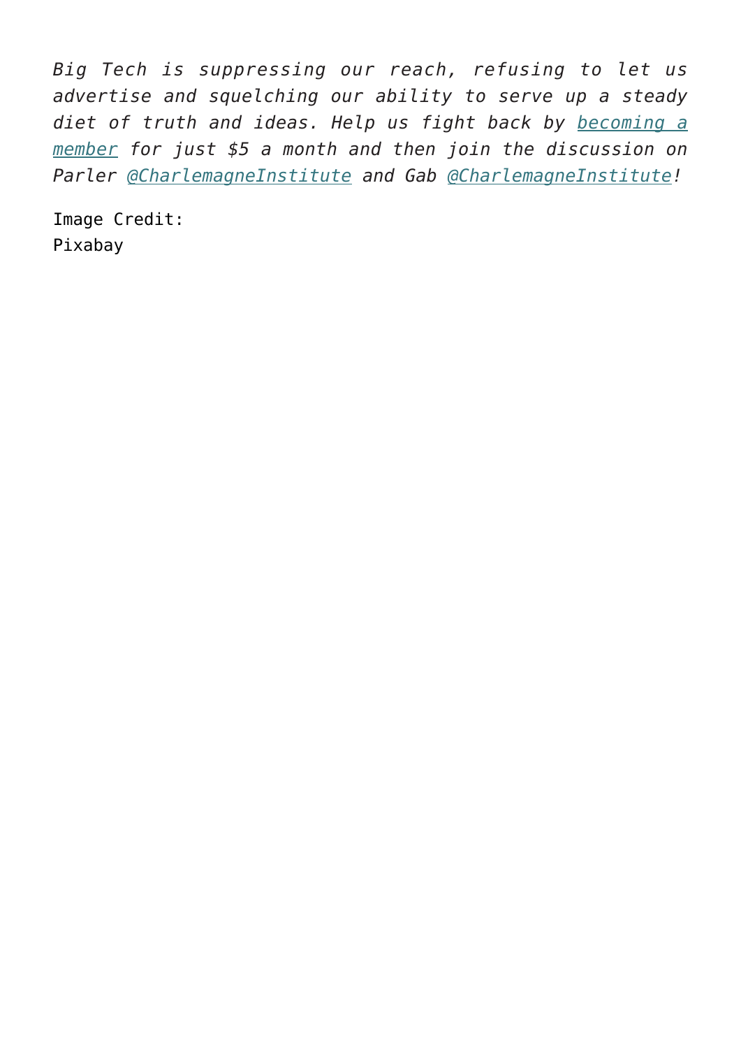*Big Tech is suppressing our reach, refusing to let us advertise and squelching our ability to serve up a steady diet of truth and ideas. Help us fight back by becoming a member for just $5 a month and then join the discussion on Parler @CharlemagneInstitute and Gab @CharlemagneInstitute!*

Image Credit:
Pixabay